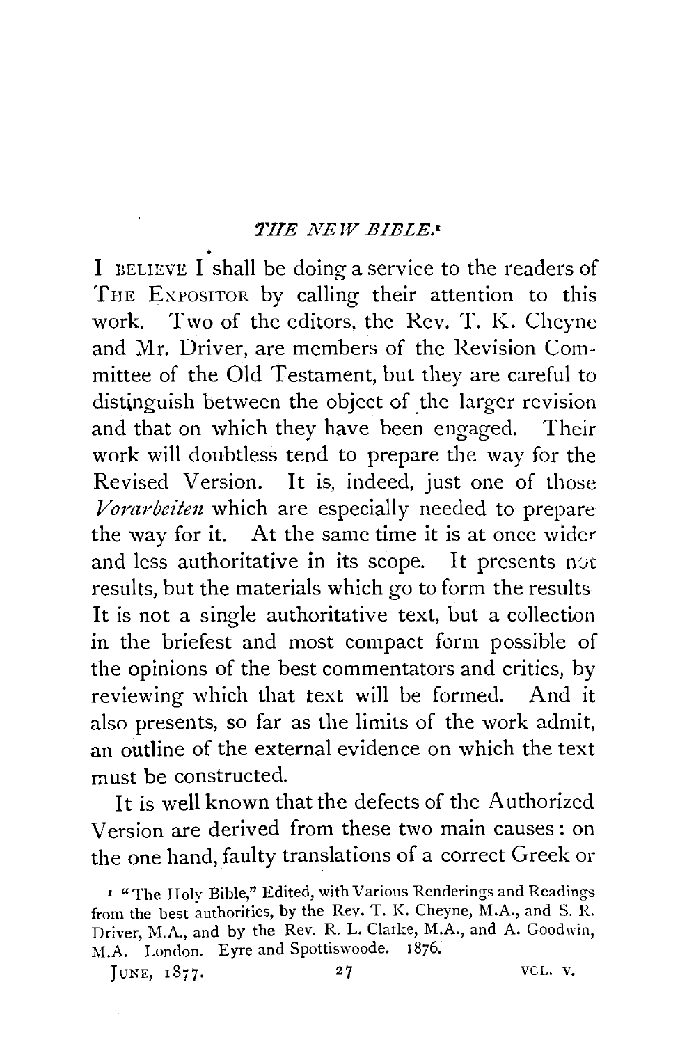## *THE NEW BIBLE.*[1]

I believe I shall be doing a service to the readers of The Expositor by calling their attention to this work. Two of the editors, the Rev. T. K. Cheyne and Mr. Driver, are members of the Revision Committee of the Old Testament, but they are careful to distinguish between the object of the larger revision and that on which they have been engaged. Their work will doubtless tend to prepare the way for the Revised Version. It is, indeed, just one of those *Vorarbeiten* which are especially needed to prepare the way for it. At the same time it is at once wider and less authoritative in its scope. It presents not results, but the materials which go to form the results. It is not a single authoritative text, but a collection in the briefest and most compact form possible of the opinions of the best commentators and critics, by reviewing which that text will be formed. And it also presents, so far as the limits of the work admit, an outline of the external evidence on which the text must be constructed.

It is well known that the defects of the Authorized Version are derived from these two main causes: on the one hand, faulty translations of a correct Greek or

[1] "The Holy Bible," Edited, with Various Renderings and Readings from the best authorities, by the Rev. T. K. Cheyne, M.A., and S. R. Driver, M.A., and by the Rev. R. L. Clarke, M.A., and A. Goodwin, M.A. London. Eyre and Spottiswoode. 1876.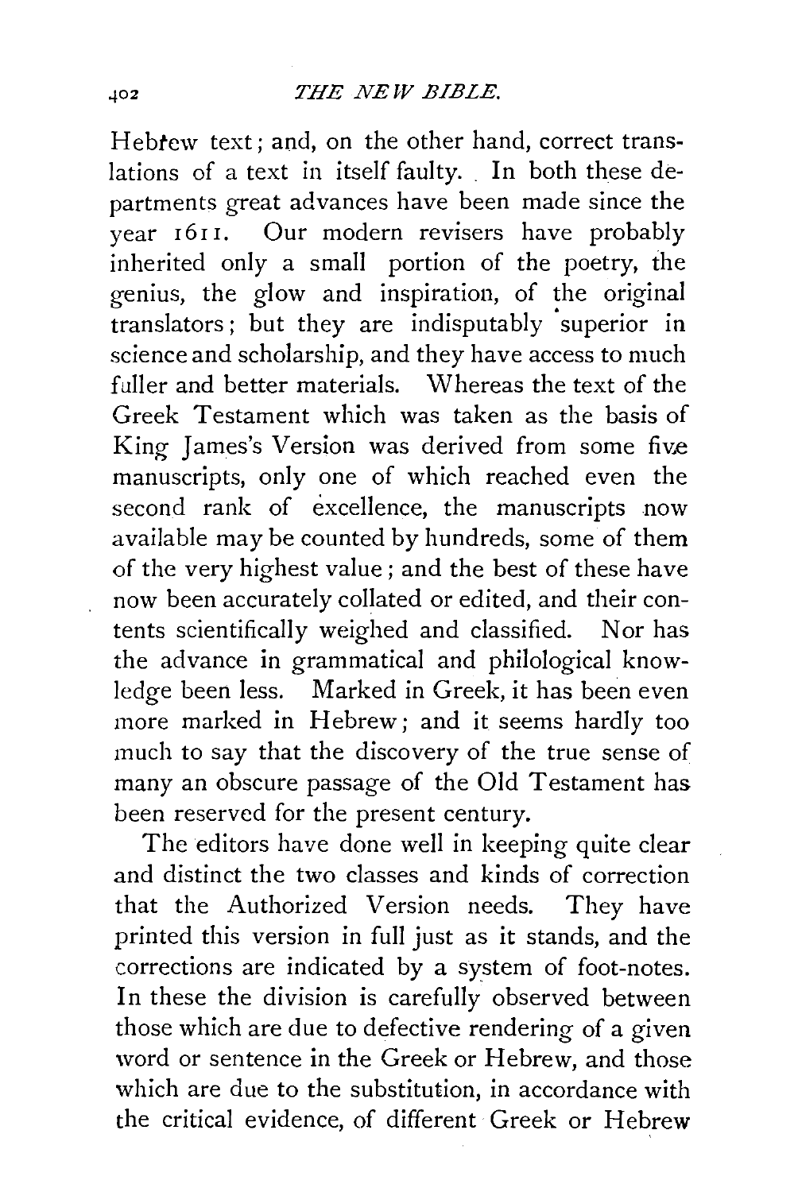Hebrew text; and, on the other hand, correct translations of a text in itself faulty. In both these departments great advances have been made since the year 1611. Our modern revisers have probably inherited only a small portion of the poetry, the genius, the glow and inspiration, of the original translators; but they are indisputably superior in science and scholarship, and they have access to much fuller and better materials. Whereas the text of the Greek Testament which was taken as the basis of King James's Version was derived from some five manuscripts, only one of which reached even the second rank of excellence, the manuscripts now available may be counted by hundreds, some of them of the very highest value; and the best of these have now been accurately collated or edited, and their contents scientifically weighed and classified. Nor has the advance in grammatical and philological knowledge been less. Marked in Greek, it has been even more marked in Hebrew; and it seems hardly too much to say that the discovery of the true sense of many an obscure passage of the Old Testament has been reserved for the present century.

The editors have done well in keeping quite clear and distinct the two classes and kinds of correction that the Authorized Version needs. They have printed this version in full just as it stands, and the corrections are indicated by a system of foot-notes. In these the division is carefully observed between those which are due to defective rendering of a given word or sentence in the Greek or Hebrew, and those which are due to the substitution, in accordance with the critical evidence, of different Greek or Hebrew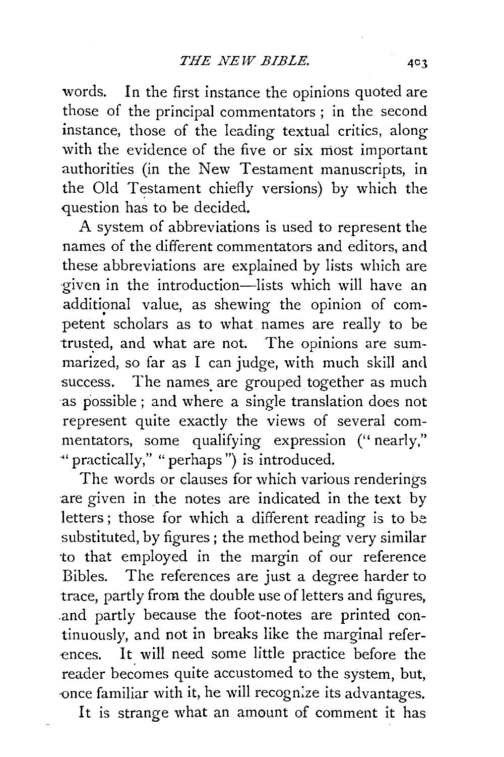words. In the first instance the opinions quoted are those of the principal commentators; in the second instance, those of the leading textual critics, along with the evidence of the five or six most important authorities (in the New Testament manuscripts, in the Old Testament chiefly versions) by which the question has to be decided.

A system of abbreviations is used to represent the names of the different commentators and editors, and these abbreviations are explained by lists which are given in the introduction—lists which will have an additional value, as shewing the opinion of competent scholars as to what names are really to be trusted, and what are not. The opinions are summarized, so far as I can judge, with much skill and success. The names are grouped together as much as possible; and where a single translation does not represent quite exactly the views of several commentators, some qualifying expression ("nearly," "practically," "perhaps") is introduced.

The words or clauses for which various renderings are given in the notes are indicated in the text by letters; those for which a different reading is to be substituted, by figures; the method being very similar to that employed in the margin of our reference Bibles. The references are just a degree harder to trace, partly from the double use of letters and figures, and partly because the foot-notes are printed continuously, and not in breaks like the marginal references. It will need some little practice before the reader becomes quite accustomed to the system, but, once familiar with it, he will recognize its advantages.

It is strange what an amount of comment it has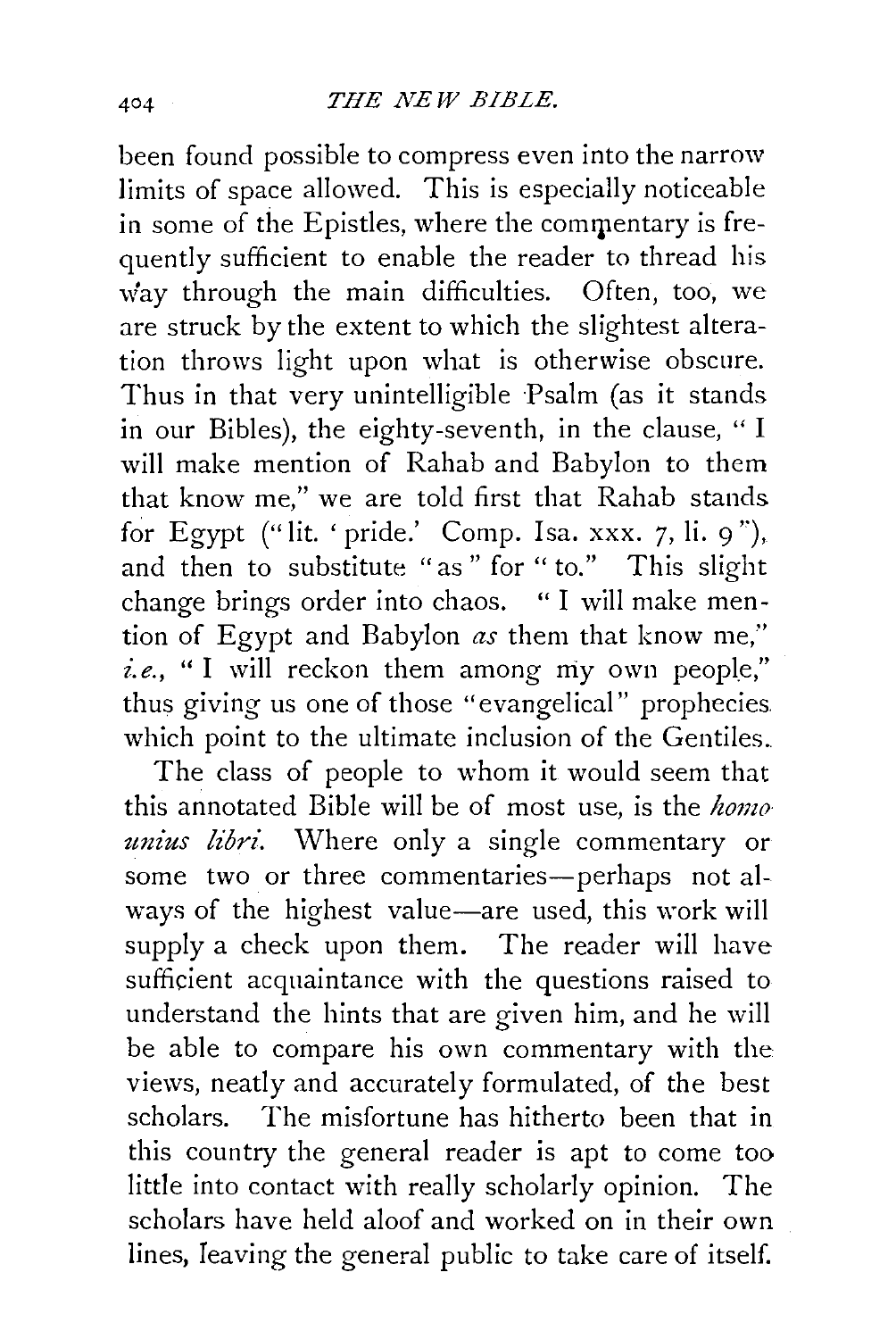been found possible to compress even into the narrow limits of space allowed. This is especially noticeable in some of the Epistles, where the commentary is frequently sufficient to enable the reader to thread his way through the main difficulties. Often, too, we are struck by the extent to which the slightest alteration throws light upon what is otherwise obscure. Thus in that very unintelligible Psalm (as it stands in our Bibles), the eighty-seventh, in the clause, "I will make mention of Rahab and Babylon to them that know me," we are told first that Rahab stands for Egypt ("lit. 'pride.' Comp. Isa. xxx. 7, li. 9"), and then to substitute "as" for "to." This slight change brings order into chaos. "I will make mention of Egypt and Babylon *as* them that know me," *i.e.*, "I will reckon them among my own people," thus giving us one of those "evangelical" prophecies which point to the ultimate inclusion of the Gentiles.

The class of people to whom it would seem that this annotated Bible will be of most use, is the *homo unius libri*. Where only a single commentary or some two or three commentaries—perhaps not always of the highest value—are used, this work will supply a check upon them. The reader will have sufficient acquaintance with the questions raised to understand the hints that are given him, and he will be able to compare his own commentary with the views, neatly and accurately formulated, of the best scholars. The misfortune has hitherto been that in this country the general reader is apt to come too little into contact with really scholarly opinion. The scholars have held aloof and worked on in their own lines, leaving the general public to take care of itself.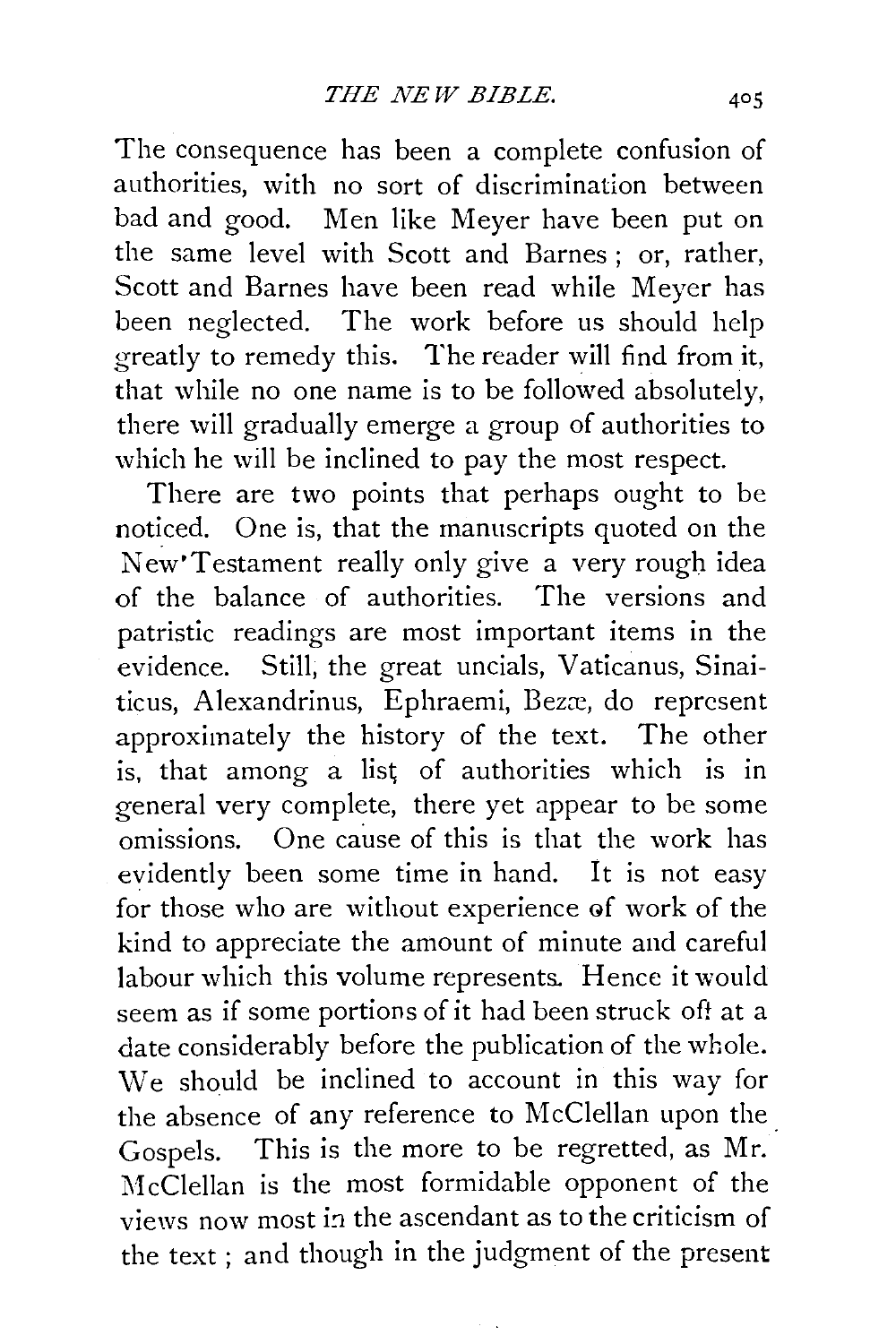The consequence has been a complete confusion of authorities, with no sort of discrimination between bad and good. Men like Meyer have been put on the same level with Scott and Barnes; or, rather, Scott and Barnes have been read while Meyer has been neglected. The work before us should help greatly to remedy this. The reader will find from it, that while no one name is to be followed absolutely, there will gradually emerge a group of authorities to which he will be inclined to pay the most respect.

There are two points that perhaps ought to be noticed. One is, that the manuscripts quoted on the New Testament really only give a very rough idea of the balance of authorities. The versions and patristic readings are most important items in the evidence. Still, the great uncials, Vaticanus, Sinaiticus, Alexandrinus, Ephraemi, Bezæ, do represent approximately the history of the text. The other is, that among a list of authorities which is in general very complete, there yet appear to be some omissions. One cause of this is that the work has evidently been some time in hand. It is not easy for those who are without experience of work of the kind to appreciate the amount of minute and careful labour which this volume represents. Hence it would seem as if some portions of it had been struck off at a date considerably before the publication of the whole. We should be inclined to account in this way for the absence of any reference to McClellan upon the Gospels. This is the more to be regretted, as Mr. McClellan is the most formidable opponent of the views now most in the ascendant as to the criticism of the text; and though in the judgment of the present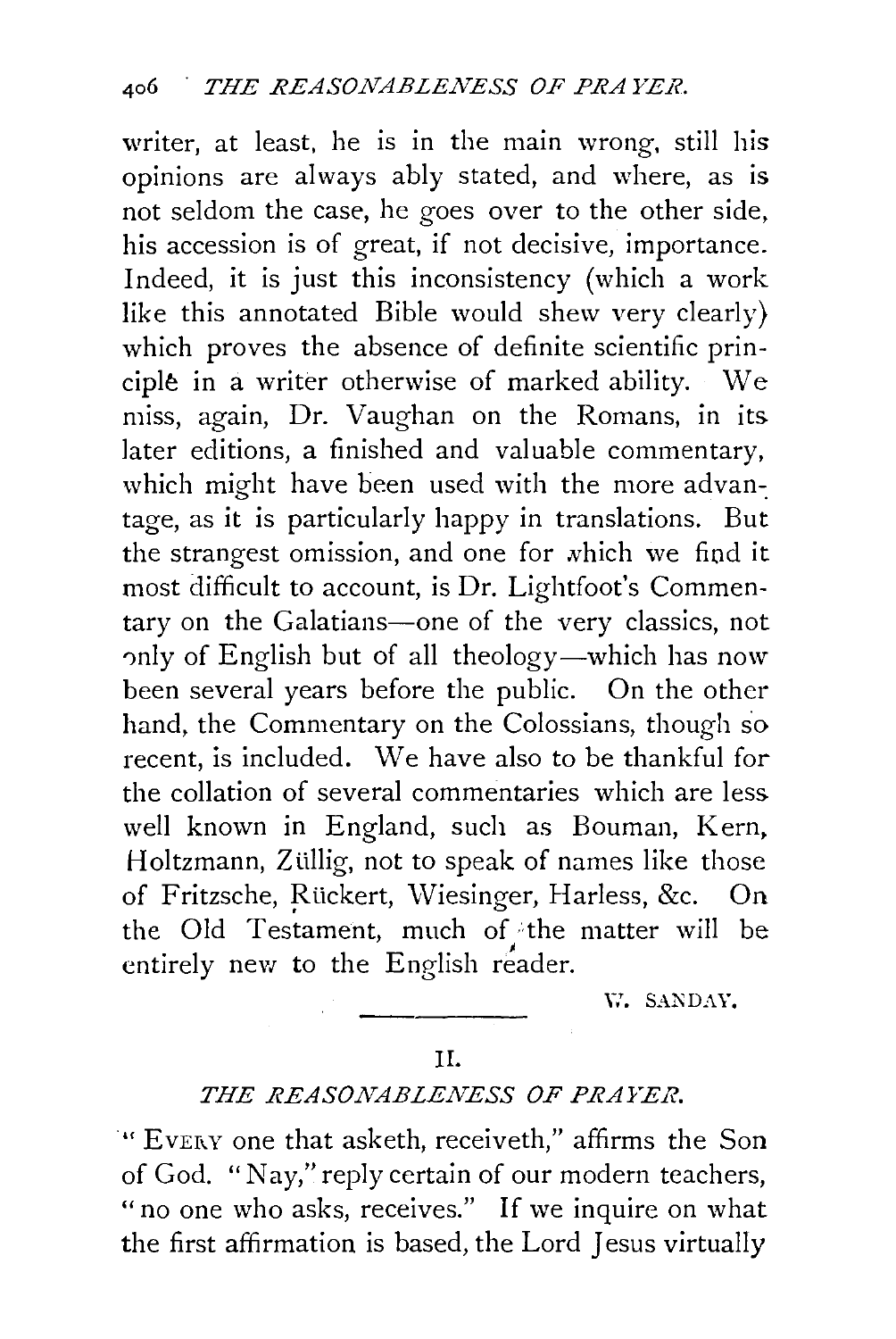writer, at least, he is in the main wrong, still his opinions are always ably stated, and where, as is not seldom the case, he goes over to the other side, his accession is of great, if not decisive, importance. Indeed, it is just this inconsistency (which a work like this annotated Bible would shew very clearly) which proves the absence of definite scientific principle in a writer otherwise of marked ability. We miss, again, Dr. Vaughan on the Romans, in its later editions, a finished and valuable commentary, which might have been used with the more advantage, as it is particularly happy in translations. But the strangest omission, and one for which we find it most difficult to account, is Dr. Lightfoot's Commentary on the Galatians—one of the very classics, not only of English but of all theology—which has now been several years before the public. On the other hand, the Commentary on the Colossians, though so recent, is included. We have also to be thankful for the collation of several commentaries which are less well known in England, such as Bouman, Kern, Holtzmann, Züllig, not to speak of names like those of Fritzsche, Rückert, Wiesinger, Harless, &c. On the Old Testament, much of the matter will be entirely new to the English reader.

W. SANDAY.

---

## II.

### *THE REASONABLENESS OF PRAYER.*

"EVERY one that asketh, receiveth," affirms the Son of God. "Nay," reply certain of our modern teachers, "no one who asks, receives." If we inquire on what the first affirmation is based, the Lord Jesus virtually